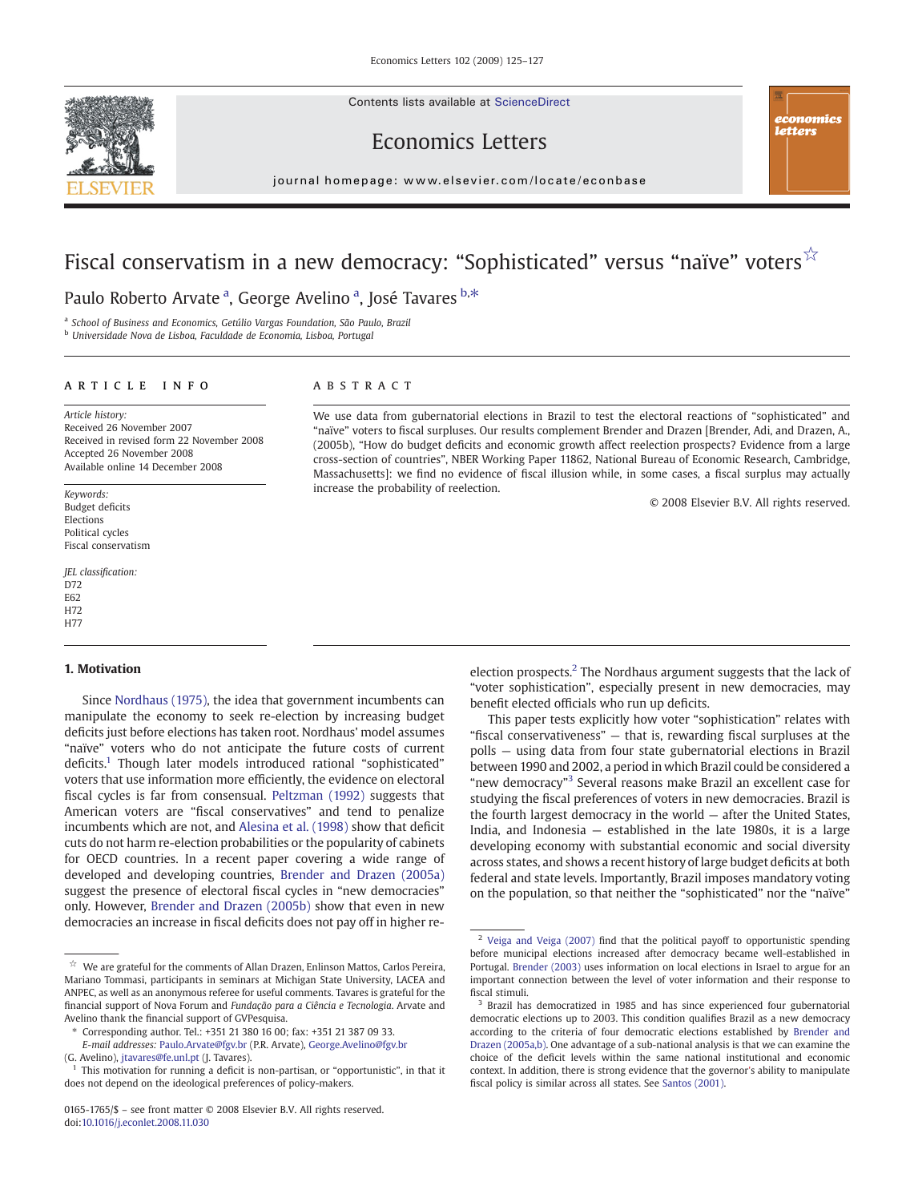# Fiscal conservatism in a new democracy: "Sophisticated" versus "naïve" voters ☆

Paulo Roberto Arvate [a], George Avelino [a], José Tavares [b,*]

[a] School of Business and Economics, Getúlio Vargas Foundation, São Paulo, Brazil
[b] Universidade Nova de Lisboa, Faculdade de Economia, Lisboa, Portugal

## ARTICLE INFO

*Article history:*
Received 26 November 2007
Received in revised form 22 November 2008
Accepted 26 November 2008
Available online 14 December 2008

*Keywords:*
Budget deficits
Elections
Political cycles
Fiscal conservatism

*JEL classification:*
D72
E62
H72
H77

## ABSTRACT

We use data from gubernatorial elections in Brazil to test the electoral reactions of "sophisticated" and "naïve" voters to fiscal surpluses. Our results complement Brender and Drazen [Brender, Adi, and Drazen, A., (2005b), "How do budget deficits and economic growth affect reelection prospects? Evidence from a large cross-section of countries", NBER Working Paper 11862, National Bureau of Economic Research, Cambridge, Massachusetts]: we find no evidence of fiscal illusion while, in some cases, a fiscal surplus may actually increase the probability of reelection.

© 2008 Elsevier B.V. All rights reserved.

## 1. Motivation

Since Nordhaus (1975), the idea that government incumbents can manipulate the economy to seek re-election by increasing budget deficits just before elections has taken root. Nordhaus' model assumes "naïve" voters who do not anticipate the future costs of current deficits.[1] Though later models introduced rational "sophisticated" voters that use information more efficiently, the evidence on electoral fiscal cycles is far from consensual. Peltzman (1992) suggests that American voters are "fiscal conservatives" and tend to penalize incumbents which are not, and Alesina et al. (1998) show that deficit cuts do not harm re-election probabilities or the popularity of cabinets for OECD countries. In a recent paper covering a wide range of developed and developing countries, Brender and Drazen (2005a) suggest the presence of electoral fiscal cycles in "new democracies" only. However, Brender and Drazen (2005b) show that even in new democracies an increase in fiscal deficits does not pay off in higher re-election prospects.[2] The Nordhaus argument suggests that the lack of "voter sophistication", especially present in new democracies, may benefit elected officials who run up deficits.

This paper tests explicitly how voter "sophistication" relates with "fiscal conservativeness" — that is, rewarding fiscal surpluses at the polls — using data from four state gubernatorial elections in Brazil between 1990 and 2002, a period in which Brazil could be considered a "new democracy"[3] Several reasons make Brazil an excellent case for studying the fiscal preferences of voters in new democracies. Brazil is the fourth largest democracy in the world — after the United States, India, and Indonesia — established in the late 1980s, it is a large developing economy with substantial economic and social diversity across states, and shows a recent history of large budget deficits at both federal and state levels. Importantly, Brazil imposes mandatory voting on the population, so that neither the "sophisticated" nor the "naïve"

---

☆ We are grateful for the comments of Allan Drazen, Enlinson Mattos, Carlos Pereira, Mariano Tommasi, participants in seminars at Michigan State University, LACEA and ANPEC, as well as an anonymous referee for useful comments. Tavares is grateful for the financial support of Nova Forum and *Fundação para a Ciência e Tecnologia*. Arvate and Avelino thank the financial support of GVPesquisa.

\* Corresponding author. Tel.: +351 21 380 16 00; fax: +351 21 387 09 33.
*E-mail addresses:* Paulo.Arvate@fgv.br (P.R. Arvate), George.Avelino@fgv.br (G. Avelino), jtavares@fe.unl.pt (J. Tavares).

[1] This motivation for running a deficit is non-partisan, or "opportunistic", in that it does not depend on the ideological preferences of policy-makers.

[2] Veiga and Veiga (2007) find that the political payoff to opportunistic spending before municipal elections increased after democracy became well-established in Portugal. Brender (2003) uses information on local elections in Israel to argue for an important connection between the level of voter information and their response to fiscal stimuli.

[3] Brazil has democratized in 1985 and has since experienced four gubernatorial democratic elections up to 2003. This condition qualifies Brazil as a new democracy according to the criteria of four democratic elections established by Brender and Drazen (2005a,b). One advantage of a sub-national analysis is that we can examine the choice of the deficit levels within the same national institutional and economic context. In addition, there is strong evidence that the governor's ability to manipulate fiscal policy is similar across all states. See Santos (2001).

0165-1765/$ – see front matter © 2008 Elsevier B.V. All rights reserved.
doi:10.1016/j.econlet.2008.11.030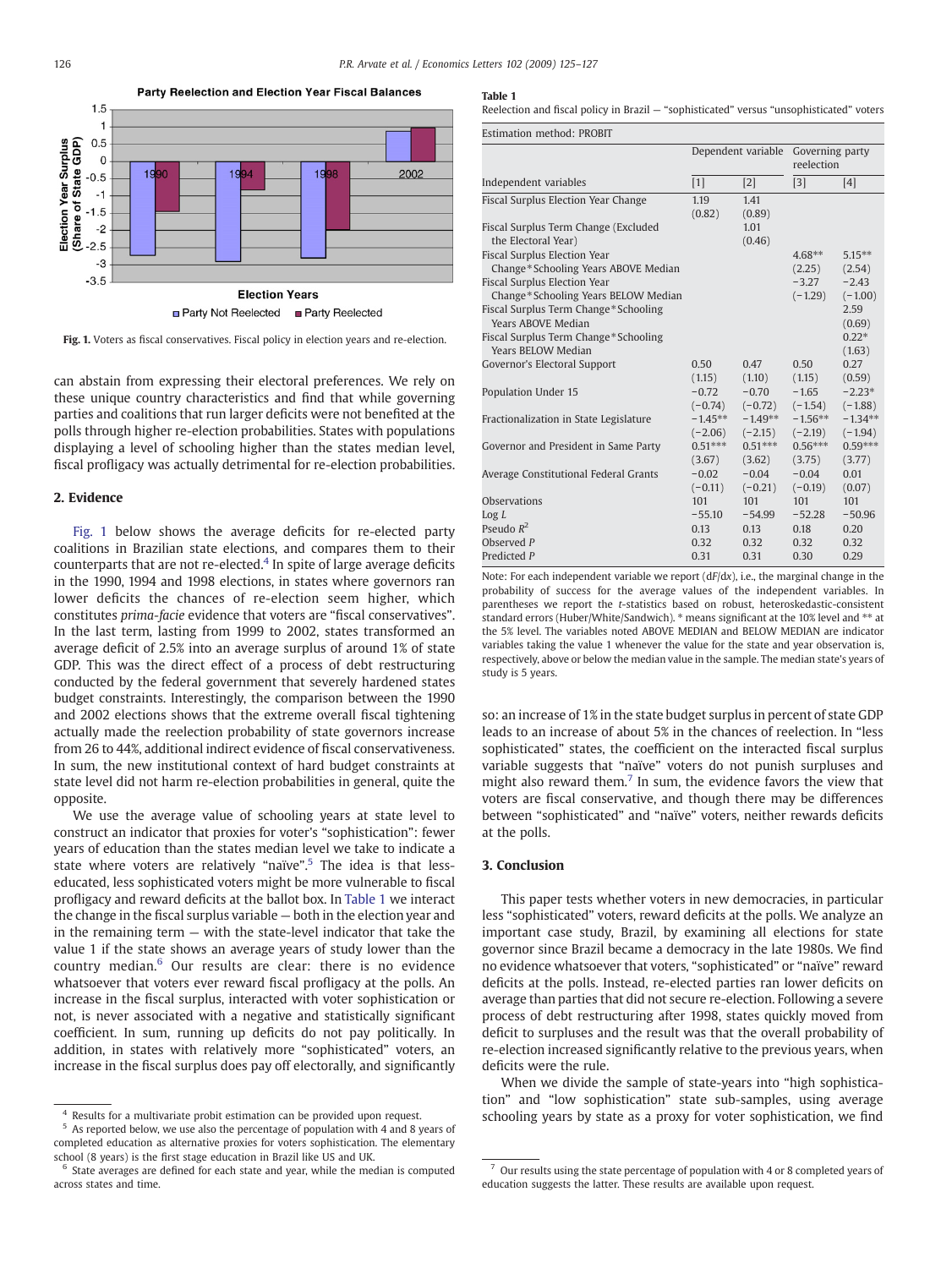Fig. 1. Voters as fiscal conservatives. Fiscal policy in election years and re-election.

can abstain from expressing their electoral preferences. We rely on these unique country characteristics and find that while governing parties and coalitions that run larger deficits were not benefited at the polls through higher re-election probabilities. States with populations displaying a level of schooling higher than the states median level, fiscal profligacy was actually detrimental for re-election probabilities.

## 2. Evidence

Fig. 1 below shows the average deficits for re-elected party coalitions in Brazilian state elections, and compares them to their counterparts that are not re-elected.[4] In spite of large average deficits in the 1990, 1994 and 1998 elections, in states where governors ran lower deficits the chances of re-election seem higher, which constitutes *prima-facie* evidence that voters are "fiscal conservatives". In the last term, lasting from 1999 to 2002, states transformed an average deficit of 2.5% into an average surplus of around 1% of state GDP. This was the direct effect of a process of debt restructuring conducted by the federal government that severely hardened states budget constraints. Interestingly, the comparison between the 1990 and 2002 elections shows that the extreme overall fiscal tightening actually made the reelection probability of state governors increase from 26 to 44%, additional indirect evidence of fiscal conservativeness. In sum, the new institutional context of hard budget constraints at state level did not harm re-election probabilities in general, quite the opposite.

We use the average value of schooling years at state level to construct an indicator that proxies for voter's "sophistication": fewer years of education than the states median level we take to indicate a state where voters are relatively "naïve".[5] The idea is that less-educated, less sophisticated voters might be more vulnerable to fiscal profligacy and reward deficits at the ballot box. In Table 1 we interact the change in the fiscal surplus variable — both in the election year and in the remaining term — with the state-level indicator that take the value 1 if the state shows an average years of study lower than the country median.[6] Our results are clear: there is no evidence whatsoever that voters ever reward fiscal profligacy at the polls. An increase in the fiscal surplus, interacted with voter sophistication or not, is never associated with a negative and statistically significant coefficient. In sum, running up deficits do not pay politically. In addition, in states with relatively more "sophisticated" voters, an increase in the fiscal surplus does pay off electorally, and significantly so: an increase of 1% in the state budget surplus in percent of state GDP leads to an increase of about 5% in the chances of reelection. In "less sophisticated" states, the coefficient on the interacted fiscal surplus variable suggests that "naïve" voters do not punish surpluses and might also reward them.[7] In sum, the evidence favors the view that voters are fiscal conservative, and though there may be differences between "sophisticated" and "naïve" voters, neither rewards deficits at the polls.

**Table 1**
Reelection and fiscal policy in Brazil — "sophisticated" versus "unsophisticated" voters

| Estimation method: PROBIT | | | | |
|---|---|---|---|---|
| | Dependent variable | Governing party reelection | | |
| Independent variables | [1] | [2] | [3] | [4] |
| Fiscal Surplus Election Year Change | 1.19 (0.82) | 1.41 (0.89) | | |
| Fiscal Surplus Term Change (Excluded the Electoral Year) | | 1.01 (0.46) | | |
| Fiscal Surplus Election Year Change*Schooling Years ABOVE Median | | | 4.68** (2.25) | 5.15** (2.54) |
| Fiscal Surplus Election Year Change*Schooling Years BELOW Median | | | −3.27 (−1.29) | −2.43 (−1.00) |
| Fiscal Surplus Term Change*Schooling Years ABOVE Median | | | | 2.59 (0.69) |
| Fiscal Surplus Term Change*Schooling Years BELOW Median | | | | 0.22* (1.63) |
| Governor's Electoral Support | 0.50 (1.15) | 0.47 (1.10) | 0.50 (1.15) | 0.27 (0.59) |
| Population Under 15 | −0.72 (−0.74) | −0.70 (−0.72) | −1.65 (−1.54) | −2.23* (−1.88) |
| Fractionalization in State Legislature | −1.45** (−2.06) | −1.49** (−2.15) | −1.56** (−2.19) | −1.34** (−1.94) |
| Governor and President in Same Party | 0.51*** (3.67) | 0.51*** (3.62) | 0.56*** (3.75) | 0.59*** (3.77) |
| Average Constitutional Federal Grants | −0.02 (−0.11) | −0.04 (−0.21) | −0.04 (−0.19) | 0.01 (0.07) |
| Observations | 101 | 101 | 101 | 101 |
| Log $L$ | −55.10 | −54.99 | −52.28 | −50.96 |
| Pseudo $R^2$ | 0.13 | 0.13 | 0.18 | 0.20 |
| Observed $P$ | 0.32 | 0.32 | 0.32 | 0.32 |
| Predicted $P$ | 0.31 | 0.31 | 0.30 | 0.29 |

Note: For each independent variable we report ($dF/dx$), i.e., the marginal change in the probability of success for the average values of the independent variables. In parentheses we report the $t$-statistics based on robust, heteroskedastic-consistent standard errors (Huber/White/Sandwich). * means significant at the 10% level and ** at the 5% level. The variables noted ABOVE MEDIAN and BELOW MEDIAN are indicator variables taking the value 1 whenever the value for the state and year observation is, respectively, above or below the median value in the sample. The median state's years of study is 5 years.

## 3. Conclusion

This paper tests whether voters in new democracies, in particular less "sophisticated" voters, reward deficits at the polls. We analyze an important case study, Brazil, by examining all elections for state governor since Brazil became a democracy in the late 1980s. We find no evidence whatsoever that voters, "sophisticated" or "naïve" reward deficits at the polls. Instead, re-elected parties ran lower deficits on average than parties that did not secure re-election. Following a severe process of debt restructuring after 1998, states quickly moved from deficit to surpluses and the result was that the overall probability of re-election increased significantly relative to the previous years, when deficits were the rule.

When we divide the sample of state-years into "high sophistication" and "low sophistication" state sub-samples, using average schooling years by state as a proxy for voter sophistication, we find

[4] Results for a multivariate probit estimation can be provided upon request.

[5] As reported below, we use also the percentage of population with 4 and 8 years of completed education as alternative proxies for voters sophistication. The elementary school (8 years) is the first stage education in Brazil like US and UK.

[6] State averages are defined for each state and year, while the median is computed across states and time.

[7] Our results using the state percentage of population with 4 or 8 completed years of education suggests the latter. These results are available upon request.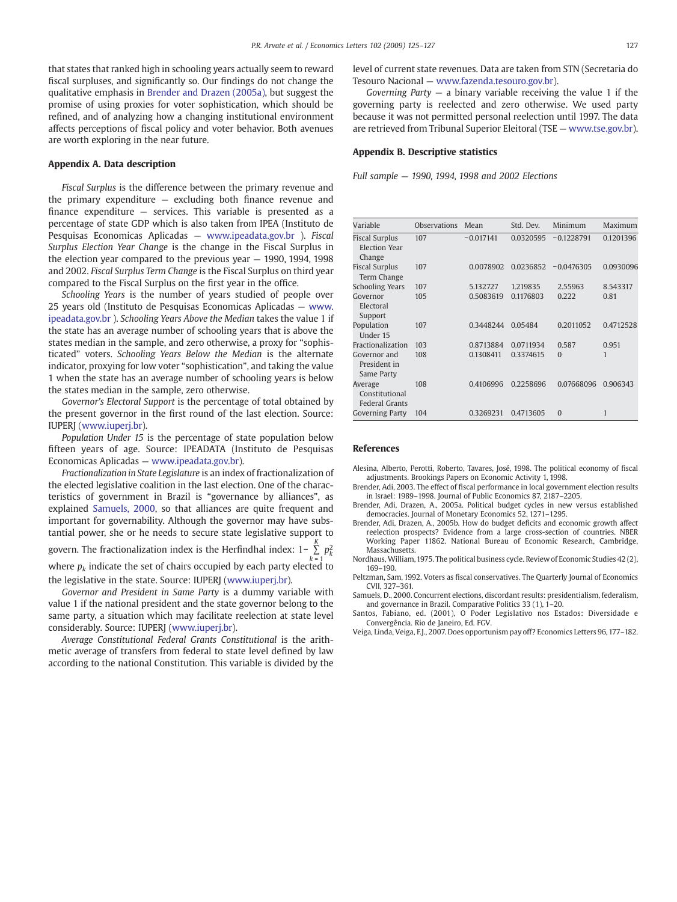that states that ranked high in schooling years actually seem to reward fiscal surpluses, and significantly so. Our findings do not change the qualitative emphasis in Brender and Drazen (2005a), but suggest the promise of using proxies for voter sophistication, which should be refined, and of analyzing how a changing institutional environment affects perceptions of fiscal policy and voter behavior. Both avenues are worth exploring in the near future.

## Appendix A. Data description

*Fiscal Surplus* is the difference between the primary revenue and the primary expenditure — excluding both finance revenue and finance expenditure — services. This variable is presented as a percentage of state GDP which is also taken from IPEA (Instituto de Pesquisas Economicas Aplicadas — www.ipeadata.gov.br ). *Fiscal Surplus Election Year Change* is the change in the Fiscal Surplus in the election year compared to the previous year — 1990, 1994, 1998 and 2002. *Fiscal Surplus Term Change* is the Fiscal Surplus on third year compared to the Fiscal Surplus on the first year in the office.

*Schooling Years* is the number of years studied of people over 25 years old (Instituto de Pesquisas Economicas Aplicadas — www.ipeadata.gov.br ). *Schooling Years Above the Median* takes the value 1 if the state has an average number of schooling years that is above the states median in the sample, and zero otherwise, a proxy for "sophisticated" voters. *Schooling Years Below the Median* is the alternate indicator, proxying for low voter "sophistication", and taking the value 1 when the state has an average number of schooling years is below the states median in the sample, zero otherwise.

*Governor's Electoral Support* is the percentage of total obtained by the present governor in the first round of the last election. Source: IUPERJ (www.iuperj.br).

*Population Under 15* is the percentage of state population below fifteen years of age. Source: IPEADATA (Instituto de Pesquisas Economicas Aplicadas — www.ipeadata.gov.br).

*Fractionalization in State Legislature* is an index of fractionalization of the elected legislative coalition in the last election. One of the characteristics of government in Brazil is "governance by alliances", as explained Samuels, 2000, so that alliances are quite frequent and important for governability. Although the governor may have substantial power, she or he needs to secure state legislative support to govern. The fractionalization index is the Herfindhal index: $1-\sum_{k=1}^{K} p_k^2$ where $p_k$ indicate the set of chairs occupied by each party elected to the legislative in the state. Source: IUPERJ (www.iuperj.br).

*Governor and President in Same Party* is a dummy variable with value 1 if the national president and the state governor belong to the same party, a situation which may facilitate reelection at state level considerably. Source: IUPERJ (www.iuperj.br).

*Average Constitutional Federal Grants Constitutional* is the arithmetic average of transfers from federal to state level defined by law according to the national Constitution. This variable is divided by the level of current state revenues. Data are taken from STN (Secretaria do Tesouro Nacional — www.fazenda.tesouro.gov.br).

*Governing Party* — a binary variable receiving the value 1 if the governing party is reelected and zero otherwise. We used party because it was not permitted personal reelection until 1997. The data are retrieved from Tribunal Superior Eleitoral (TSE — www.tse.gov.br).

## Appendix B. Descriptive statistics

*Full sample — 1990, 1994, 1998 and 2002 Elections*

| Variable | Observations | Mean | Std. Dev. | Minimum | Maximum |
|---|---|---|---|---|---|
| Fiscal Surplus Election Year Change | 107 | −0.017141 | 0.0320595 | −0.1228791 | 0.1201396 |
| Fiscal Surplus Term Change | 107 | 0.0078902 | 0.0236852 | −0.0476305 | 0.0930096 |
| Schooling Years | 107 | 5.132727 | 1.219835 | 2.55963 | 8.543317 |
| Governor Electoral Support | 105 | 0.5083619 | 0.1176803 | 0.222 | 0.81 |
| Population Under 15 | 107 | 0.3448244 | 0.05484 | 0.2011052 | 0.4712528 |
| Fractionalization | 103 | 0.8713884 | 0.0711934 | 0.587 | 0.951 |
| Governor and President in Same Party | 108 | 0.1308411 | 0.3374615 | 0 | 1 |
| Average Constitutional Federal Grants | 108 | 0.4106996 | 0.2258696 | 0.07668096 | 0.906343 |
| Governing Party | 104 | 0.3269231 | 0.4713605 | 0 | 1 |

## References

Alesina, Alberto, Perotti, Roberto, Tavares, José, 1998. The political economy of fiscal adjustments. Brookings Papers on Economic Activity 1, 1998.

Brender, Adi, 2003. The effect of fiscal performance in local government election results in Israel: 1989–1998. Journal of Public Economics 87, 2187–2205.

Brender, Adi, Drazen, A., 2005a. Political budget cycles in new versus established democracies. Journal of Monetary Economics 52, 1271–1295.

Brender, Adi, Drazen, A., 2005b. How do budget deficits and economic growth affect reelection prospects? Evidence from a large cross-section of countries. NBER Working Paper 11862. National Bureau of Economic Research, Cambridge, Massachusetts.

Nordhaus, William, 1975. The political business cycle. Review of Economic Studies 42 (2), 169–190.

Peltzman, Sam, 1992. Voters as fiscal conservatives. The Quarterly Journal of Economics CVII, 327–361.

Samuels, D., 2000. Concurrent elections, discordant results: presidentialism, federalism, and governance in Brazil. Comparative Politics 33 (1), 1–20.

Santos, Fabiano, ed. (2001), O Poder Legislativo nos Estados: Diversidade e Convergência. Rio de Janeiro, Ed. FGV.

Veiga, Linda, Veiga, F.J., 2007. Does opportunism pay off? Economics Letters 96, 177–182.